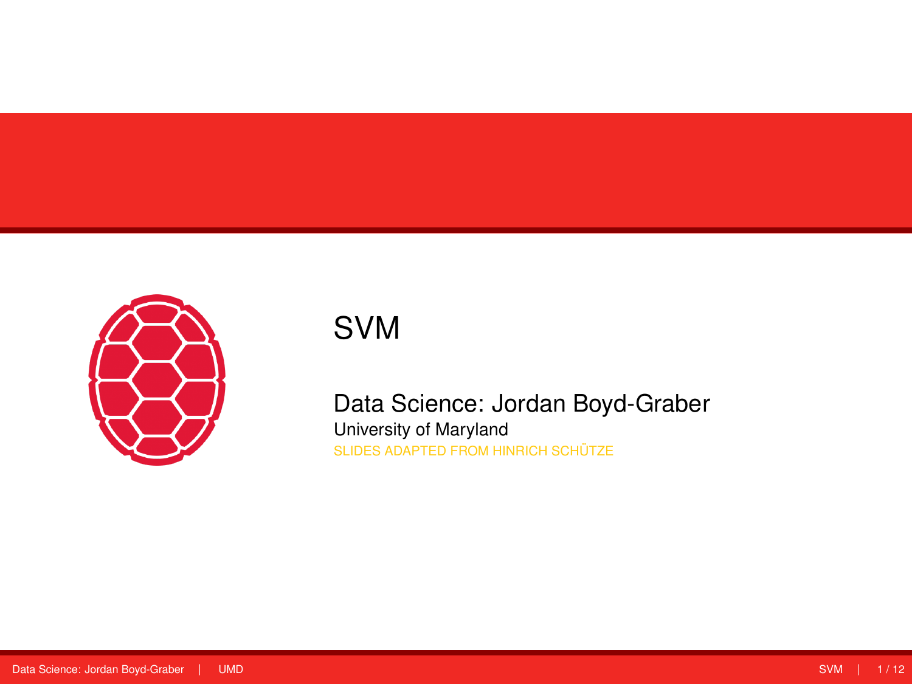# SVM

Data Science: Jordan Boyd-Graber

University of Maryland

SLIDES ADAPTED FROM HINRICH SCHÜTZE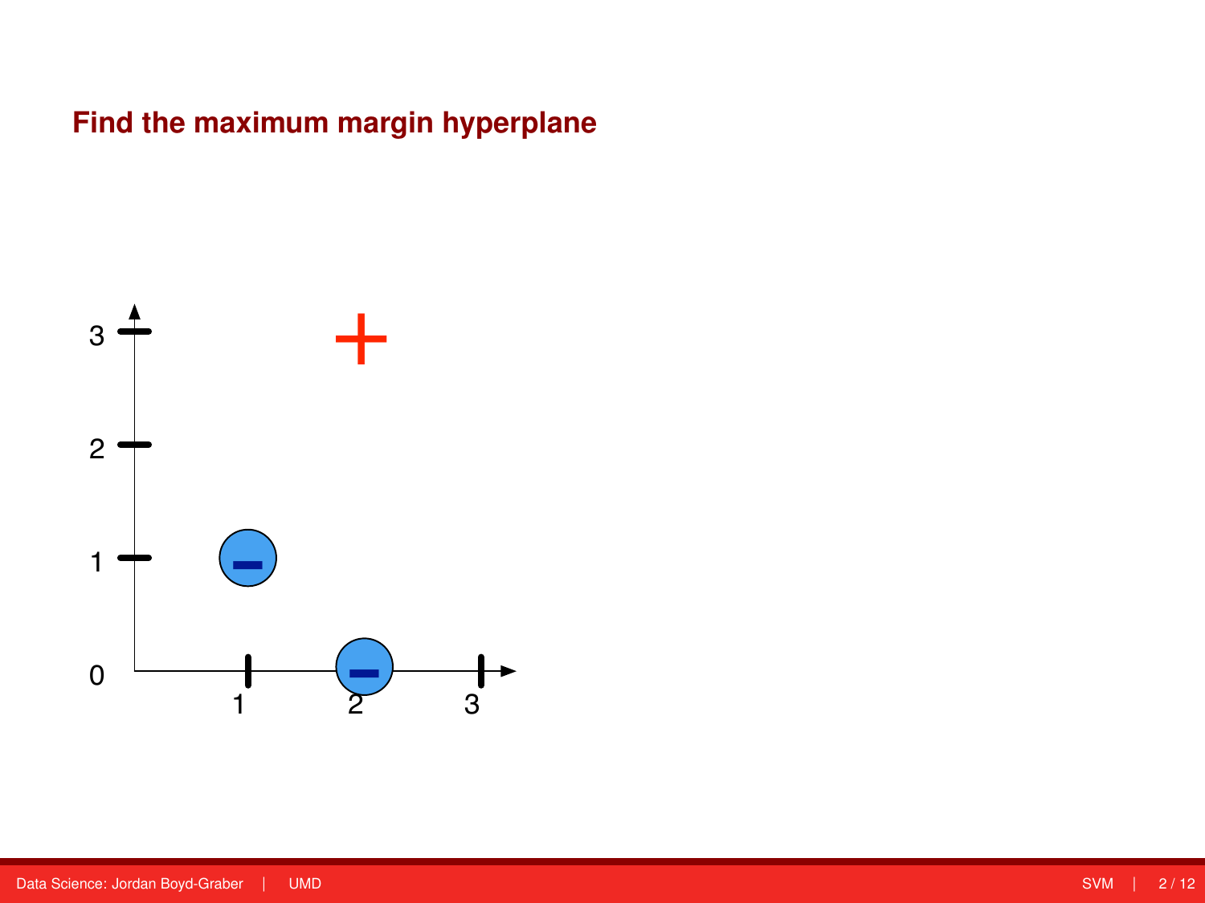## Find the maximum margin hyperplane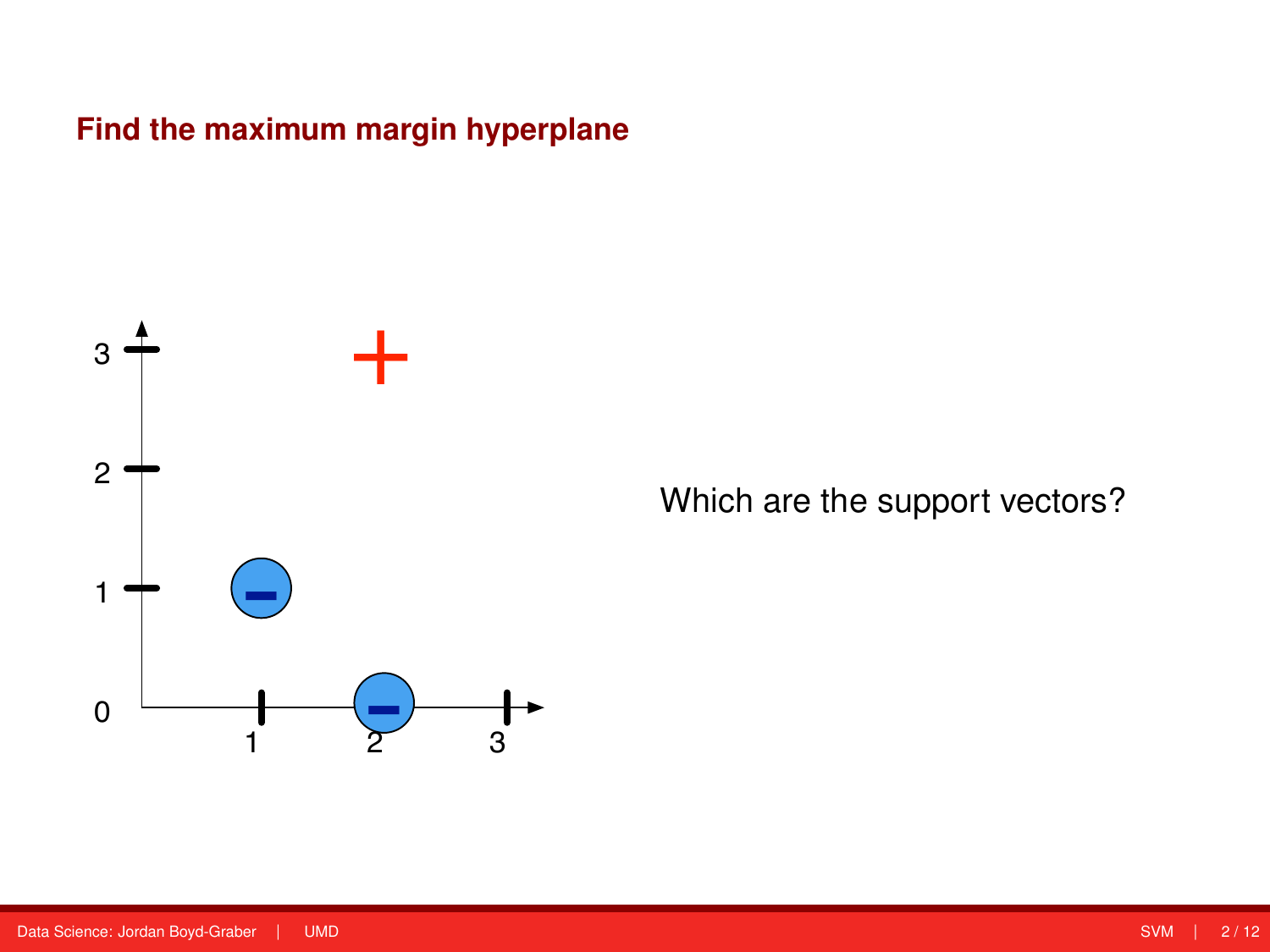## Find the maximum margin hyperplane

Which are the support vectors?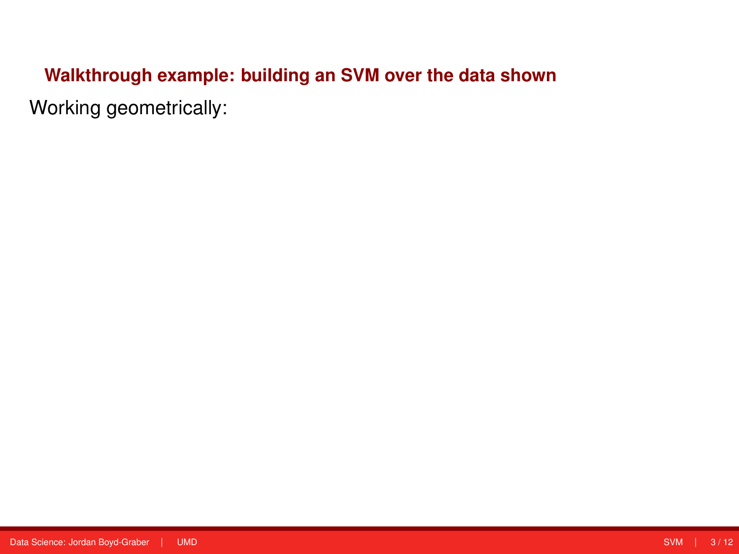**Walkthrough example: building an SVM over the data shown**

Working geometrically: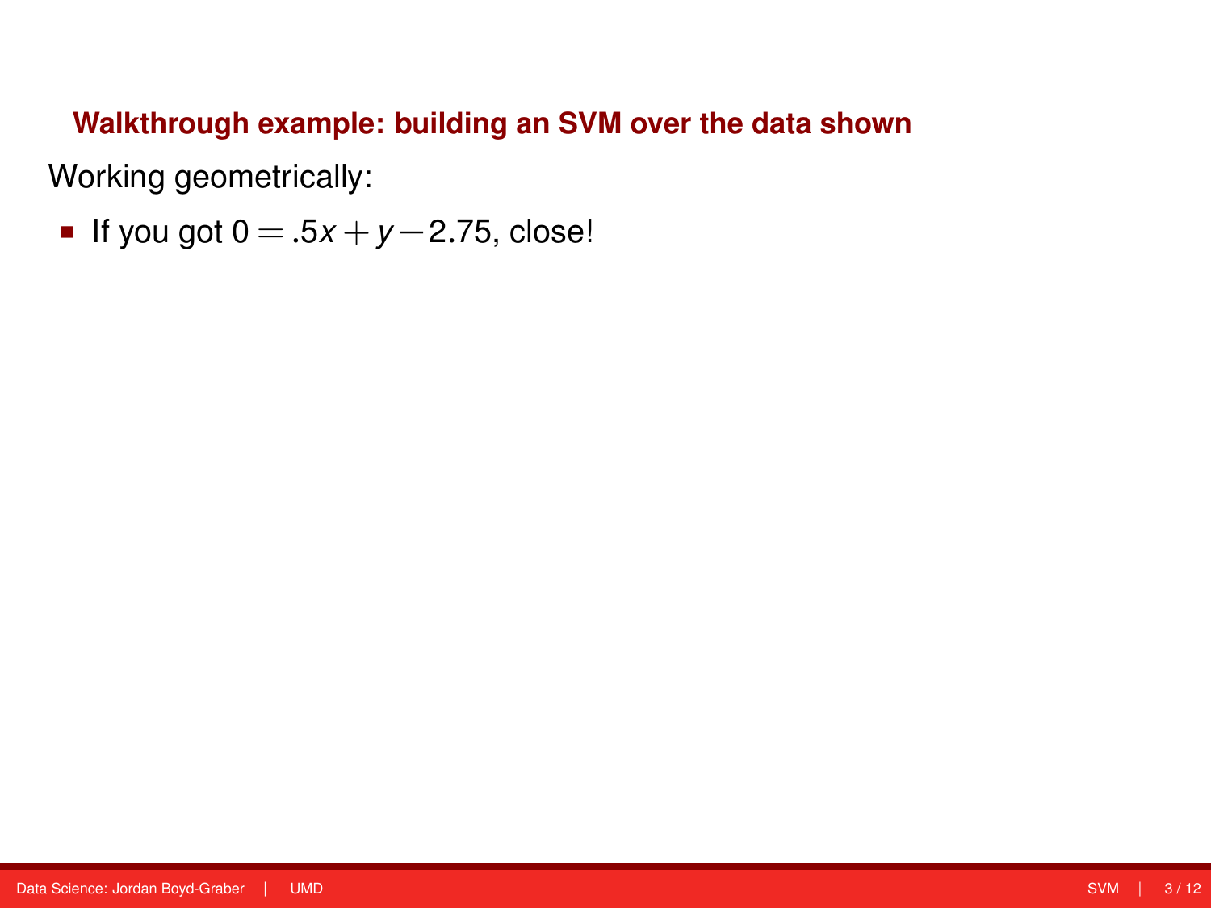### Walkthrough example: building an SVM over the data shown

Working geometrically:

- If you got $0 = .5x + y - 2.75$, close!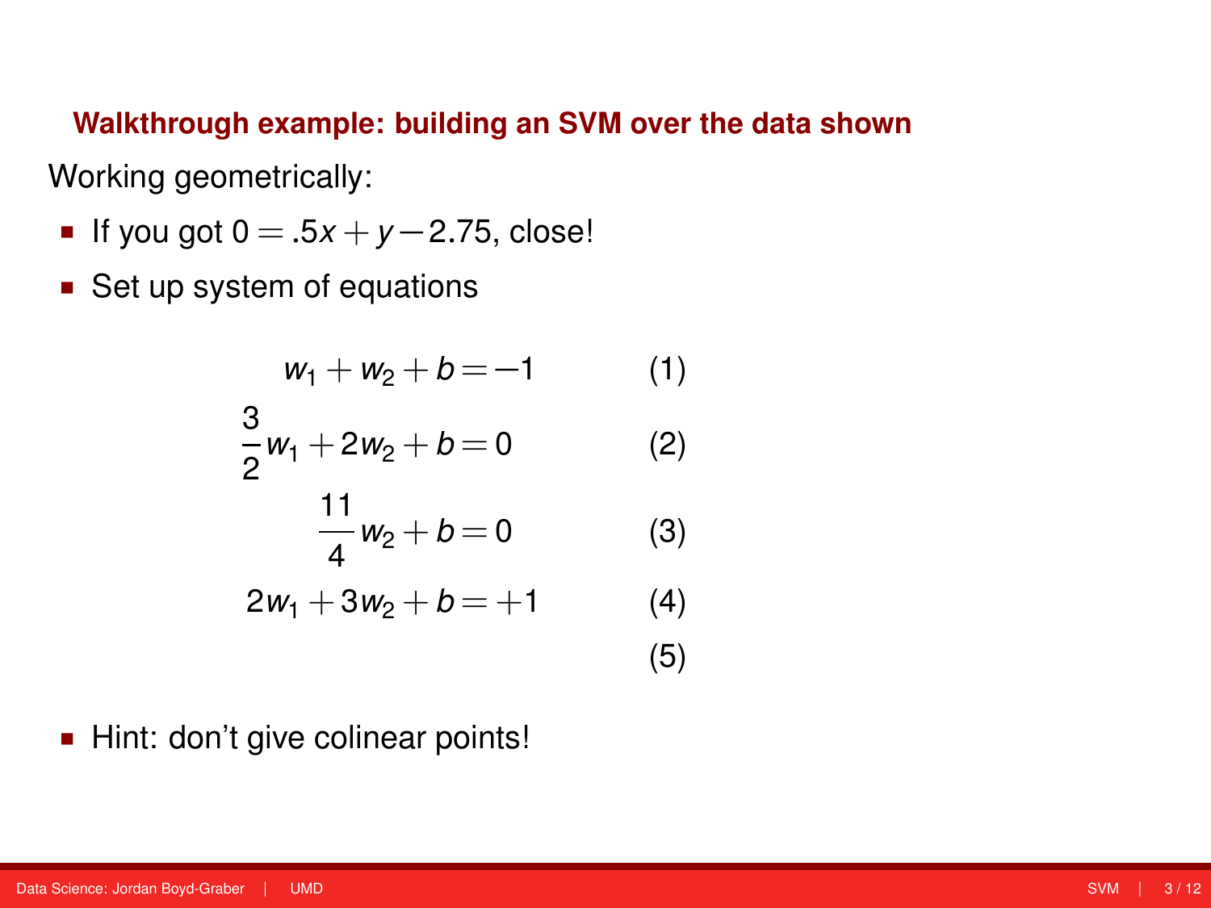### Walkthrough example: building an SVM over the data shown

Working geometrically:

- If you got $0 = .5x + y - 2.75$, close!
- Set up system of equations

$$w_1 + w_2 + b = -1 \tag{1}$$

$$\frac{3}{2}w_1 + 2w_2 + b = 0 \tag{2}$$

$$\frac{11}{4}w_2 + b = 0 \tag{3}$$

$$2w_1 + 3w_2 + b = +1 \tag{4}$$

$$\tag{5}$$

- Hint: don't give colinear points!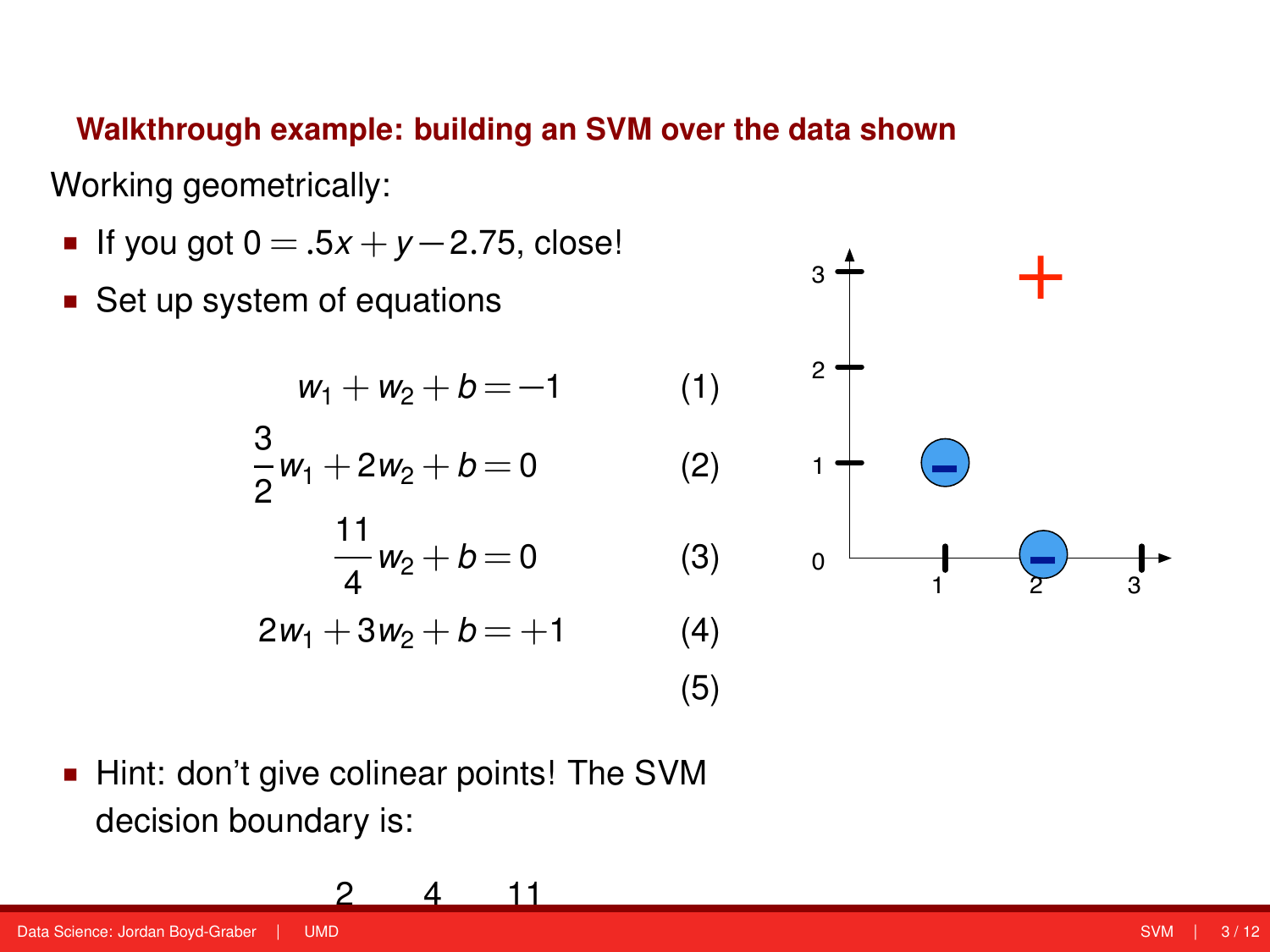### Walkthrough example: building an SVM over the data shown

Working geometrically:

- If you got $0 = .5x + y - 2.75$, close!
- Set up system of equations

$$
\begin{aligned}
w_1 + w_2 + b &= -1 && (1)\\
\frac{3}{2}w_1 + 2w_2 + b &= 0 && (2)\\
\frac{11}{4}w_2 + b &= 0 && (3)\\
2w_1 + 3w_2 + b &= +1 && (4)\\
& && (5)
\end{aligned}
$$

- Hint: don't give colinear points! The SVM decision boundary is:

2 4 11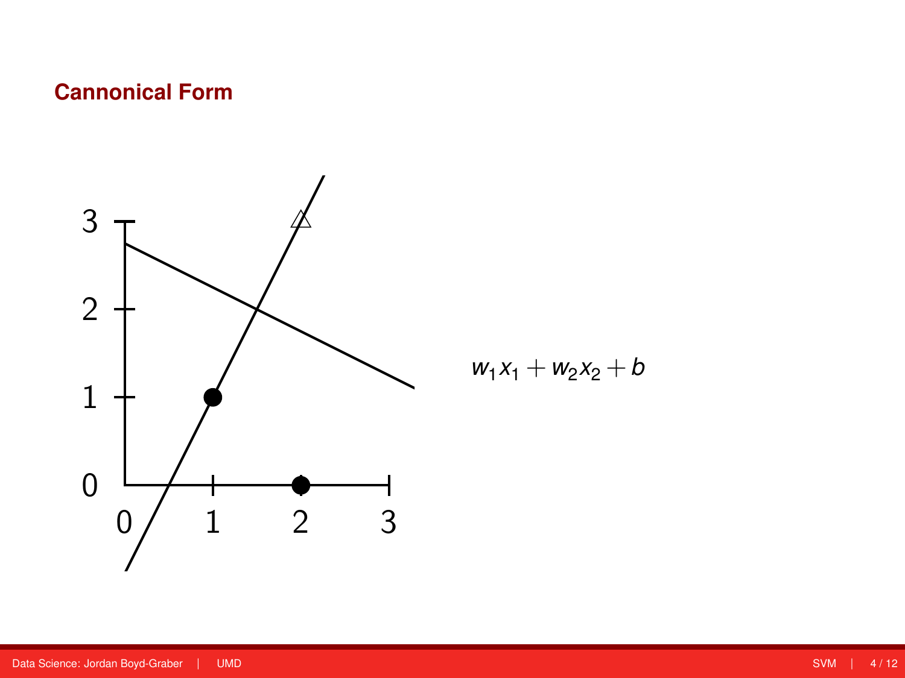## Cannonical Form

$$w_1x_1 + w_2x_2 + b$$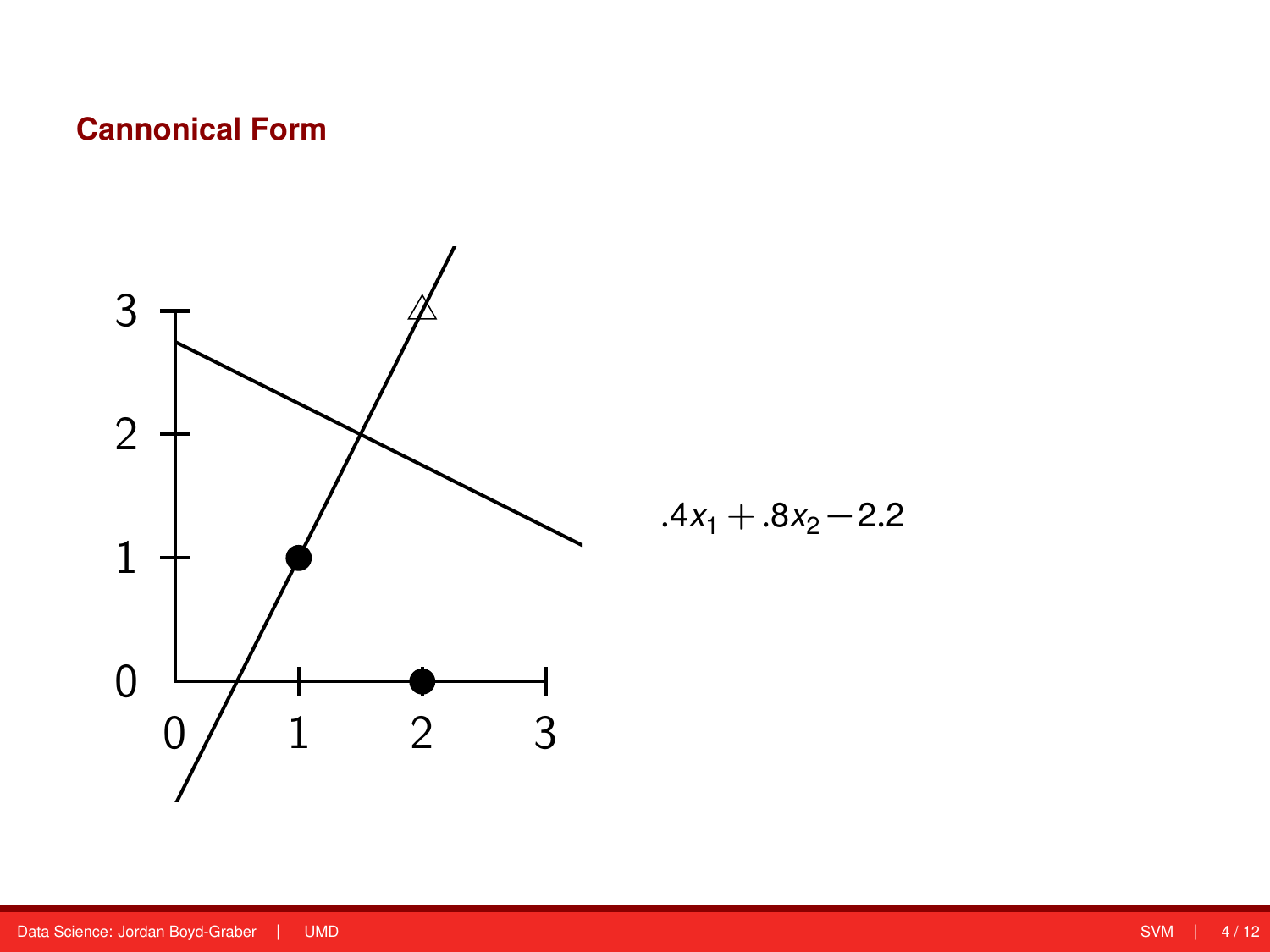## Cannonical Form

$.4x_1 + .8x_2 - 2.2$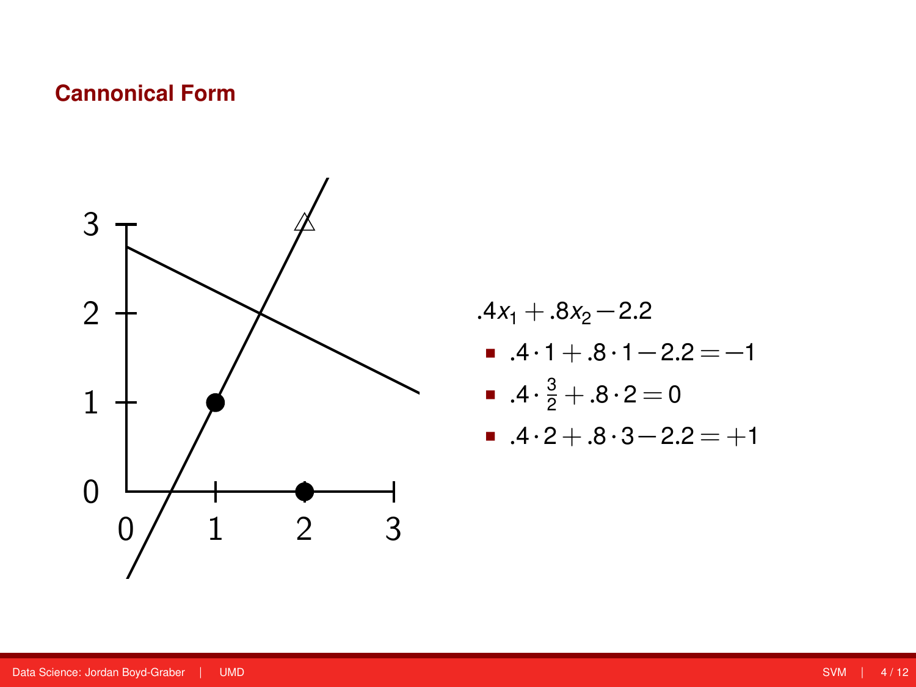## Cannonical Form

$.4x_1 + .8x_2 - 2.2$

- $.4 \cdot 1 + .8 \cdot 1 - 2.2 = -1$
- $.4 \cdot \frac{3}{2} + .8 \cdot 2 = 0$
- $.4 \cdot 2 + .8 \cdot 3 - 2.2 = +1$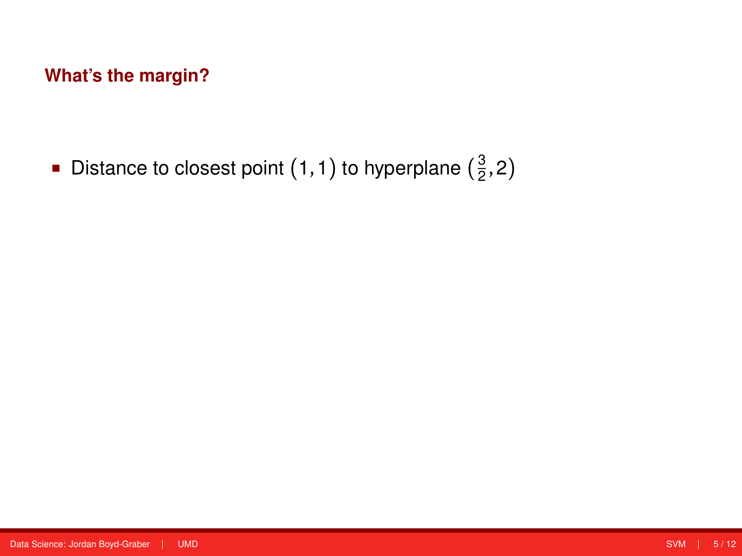## What's the margin?

- Distance to closest point $(1,1)$ to hyperplane $(\frac{3}{2}, 2)$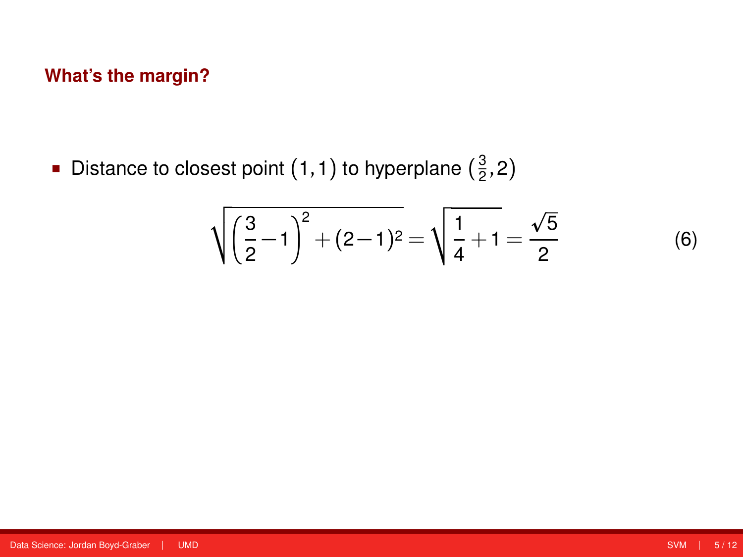### What's the margin?

- Distance to closest point $(1,1)$ to hyperplane $(\frac{3}{2},2)$

$$\sqrt{\left(\frac{3}{2}-1\right)^2+(2-1)^2}=\sqrt{\frac{1}{4}+1}=\frac{\sqrt{5}}{2} \tag{6}$$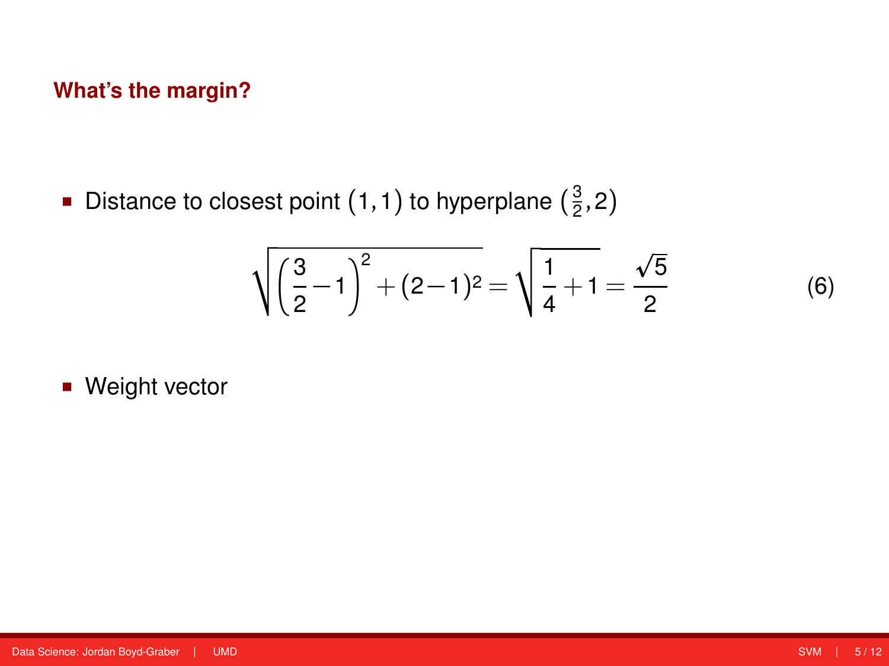## What's the margin?

- Distance to closest point $(1,1)$ to hyperplane $(\frac{3}{2},2)$

$$\sqrt{\left(\frac{3}{2}-1\right)^2+(2-1)^2}=\sqrt{\frac{1}{4}+1}=\frac{\sqrt{5}}{2} \tag{6}$$

- Weight vector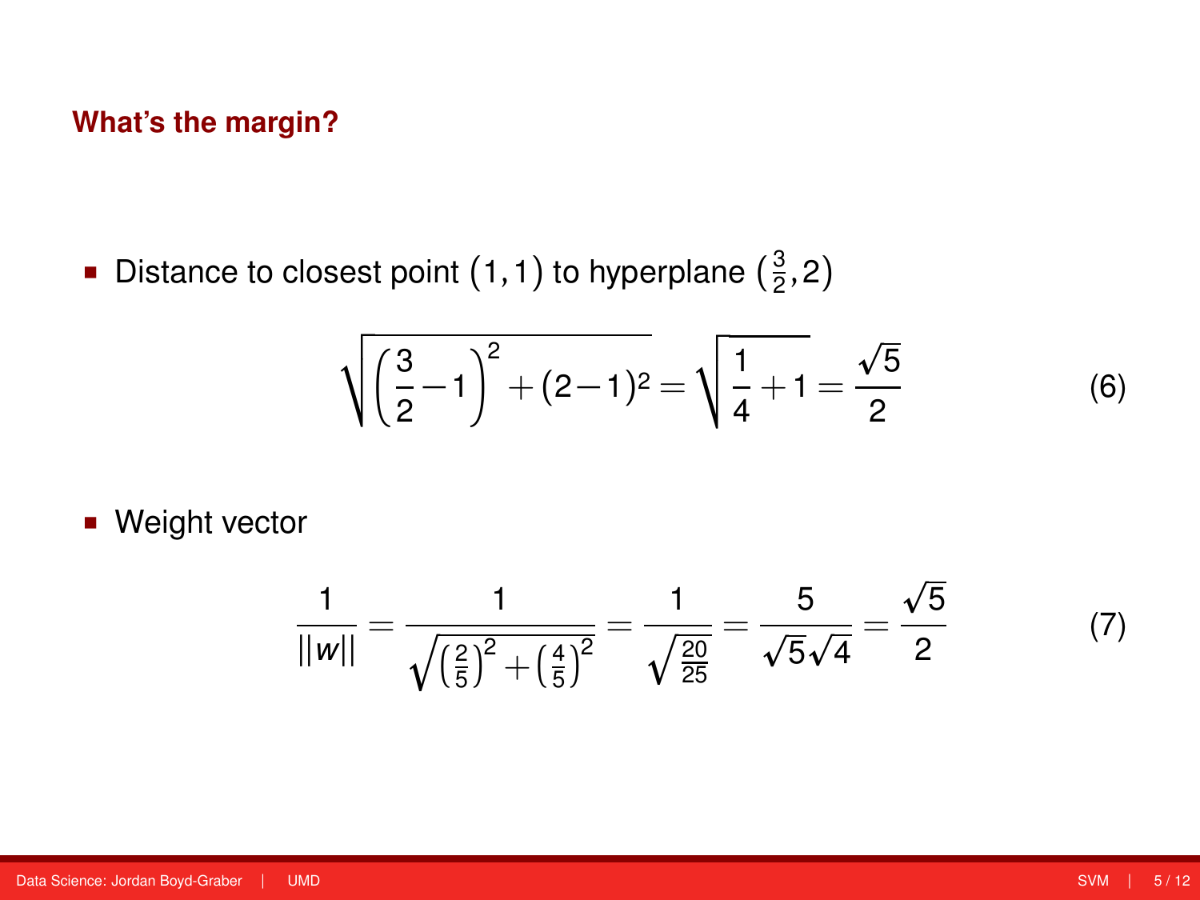## What's the margin?

- Distance to closest point $(1,1)$ to hyperplane $(\frac{3}{2},2)$

$$\sqrt{\left(\frac{3}{2}-1\right)^2+(2-1)^2}=\sqrt{\frac{1}{4}+1}=\frac{\sqrt{5}}{2} \tag{6}$$

- Weight vector

$$\frac{1}{||w||}=\frac{1}{\sqrt{\left(\frac{2}{5}\right)^2+\left(\frac{4}{5}\right)^2}}=\frac{1}{\sqrt{\frac{20}{25}}}=\frac{5}{\sqrt{5}\sqrt{4}}=\frac{\sqrt{5}}{2} \tag{7}$$